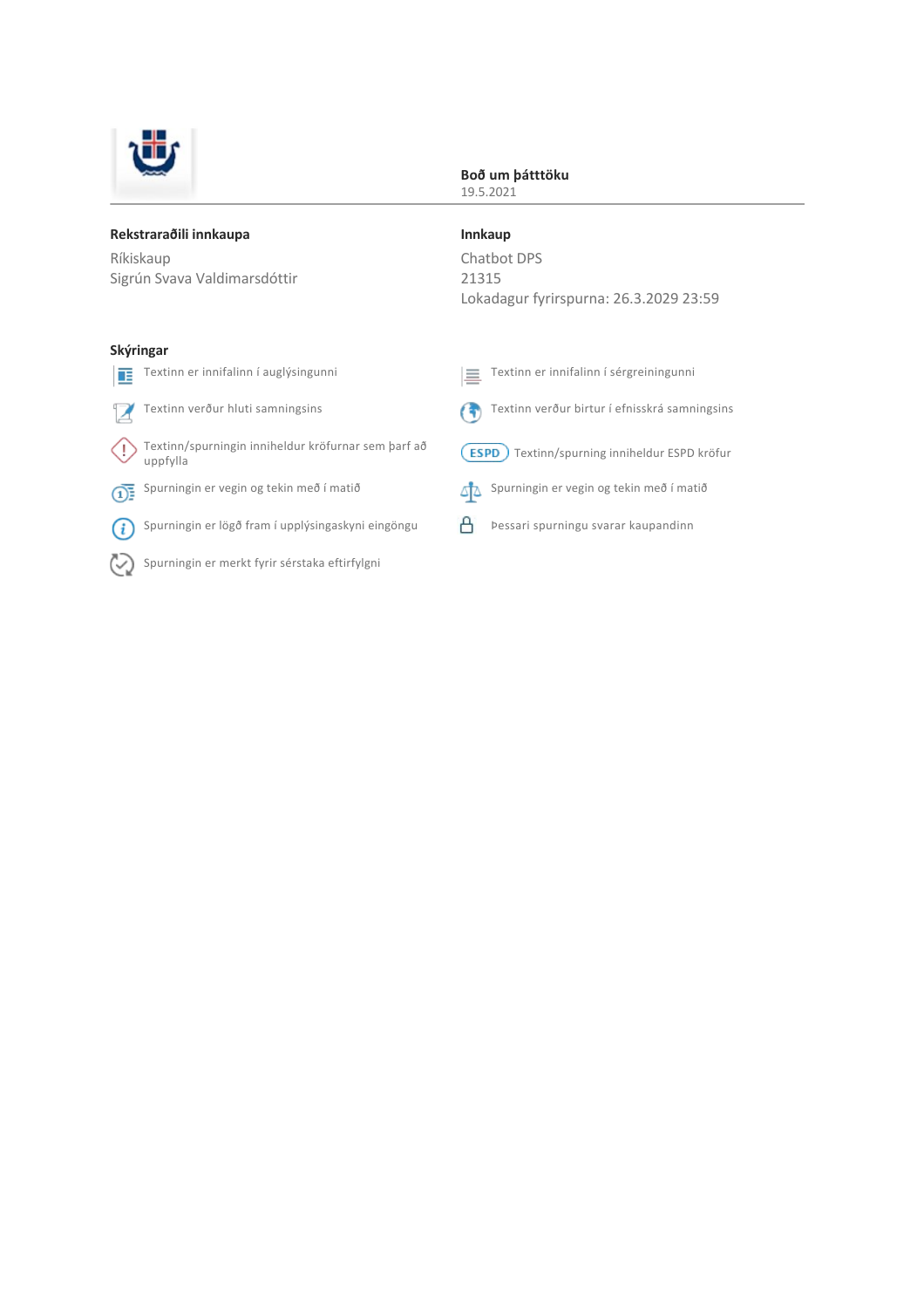**Boð um þátttöku**
19.5.2021

**Rekstraraðili innkaupa**

Ríkiskaup
Sigrún Svava Valdimarsdóttir

**Innkaup**

Chatbot DPS
21315
Lokadagur fyrirspurna: 26.3.2029 23:59

**Skýringar**

- Textinn er innifalinn í auglýsingunni
- Textinn er innifalinn í sérgreiningunni
- Textinn verður hluti samningsins
- Textinn verður birtur í efnisskrá samningsins
- Textinn/spurningin inniheldur kröfurnar sem þarf að uppfylla
- ESPD Textinn/spurning inniheldur ESPD kröfur
- Spurningin er vegin og tekin með í matið
- Spurningin er vegin og tekin með í matið
- Spurningin er lögð fram í upplýsingaskyni eingöngu
- Þessari spurningu svarar kaupandinn
- Spurningin er merkt fyrir sérstaka eftirfylgni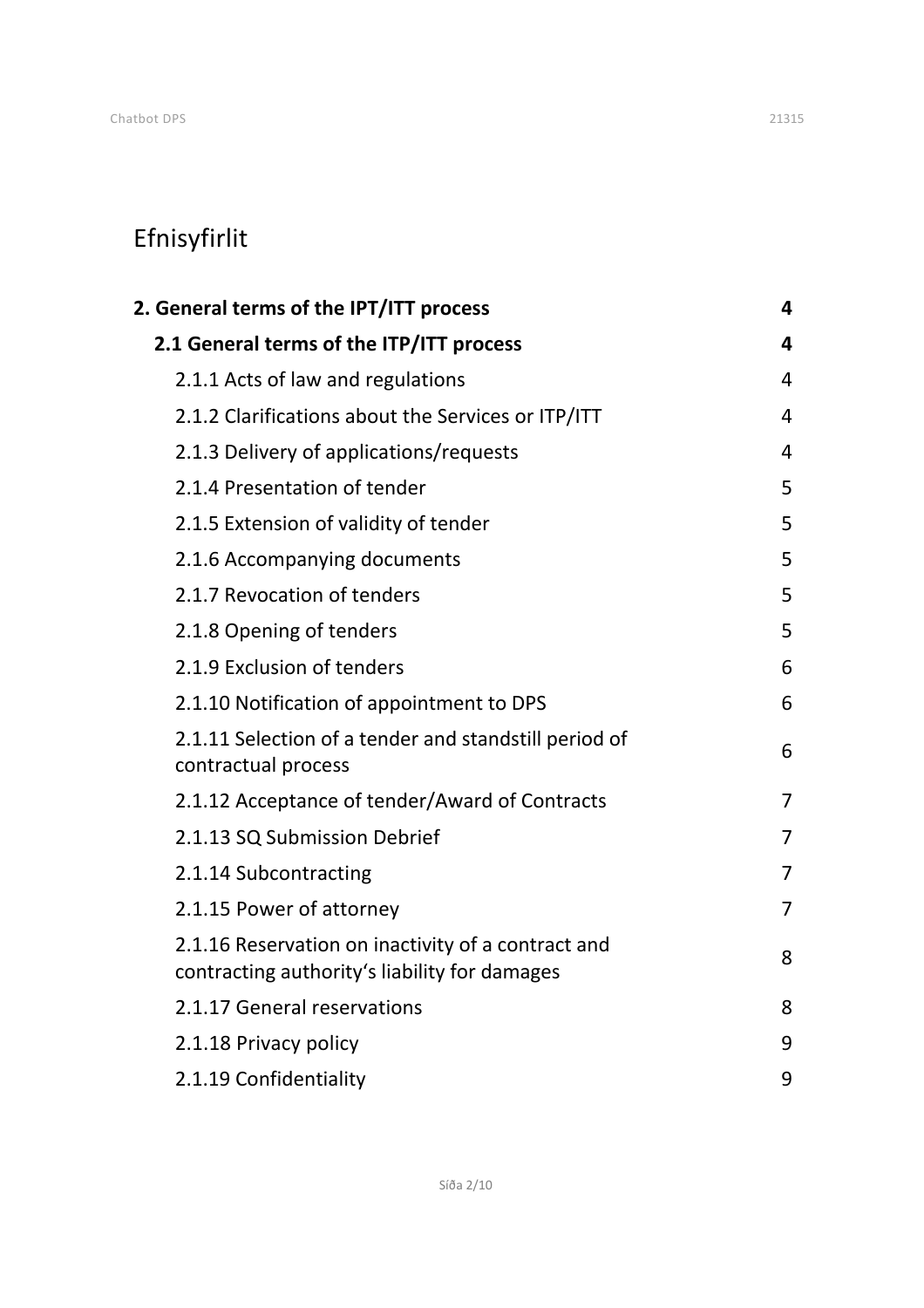# Efnisyfirlit

| | |
|---|---|
| **2. General terms of the IPT/ITT process** | **4** |
| **2.1 General terms of the ITP/ITT process** | **4** |
| 2.1.1 Acts of law and regulations | 4 |
| 2.1.2 Clarifications about the Services or ITP/ITT | 4 |
| 2.1.3 Delivery of applications/requests | 4 |
| 2.1.4 Presentation of tender | 5 |
| 2.1.5 Extension of validity of tender | 5 |
| 2.1.6 Accompanying documents | 5 |
| 2.1.7 Revocation of tenders | 5 |
| 2.1.8 Opening of tenders | 5 |
| 2.1.9 Exclusion of tenders | 6 |
| 2.1.10 Notification of appointment to DPS | 6 |
| 2.1.11 Selection of a tender and standstill period of contractual process | 6 |
| 2.1.12 Acceptance of tender/Award of Contracts | 7 |
| 2.1.13 SQ Submission Debrief | 7 |
| 2.1.14 Subcontracting | 7 |
| 2.1.15 Power of attorney | 7 |
| 2.1.16 Reservation on inactivity of a contract and contracting authority's liability for damages | 8 |
| 2.1.17 General reservations | 8 |
| 2.1.18 Privacy policy | 9 |
| 2.1.19 Confidentiality | 9 |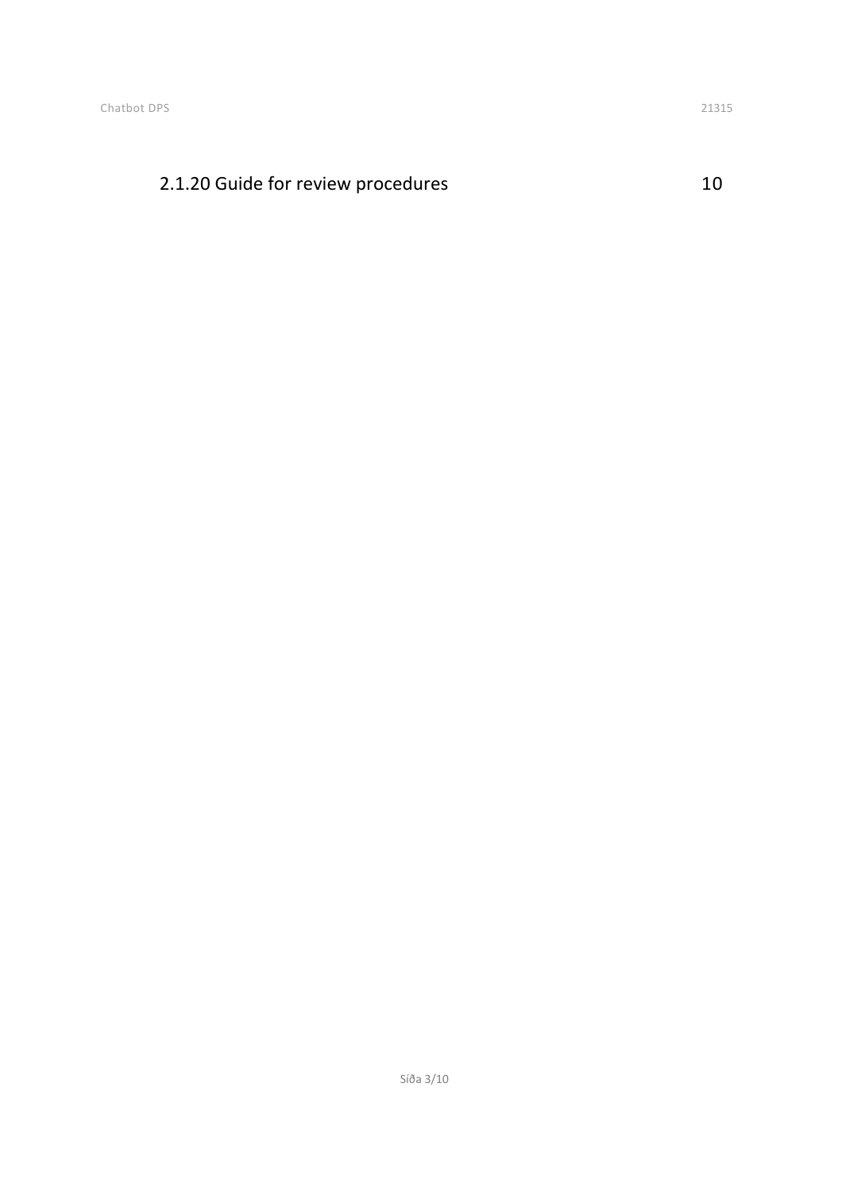2.1.20 Guide for review procedures 10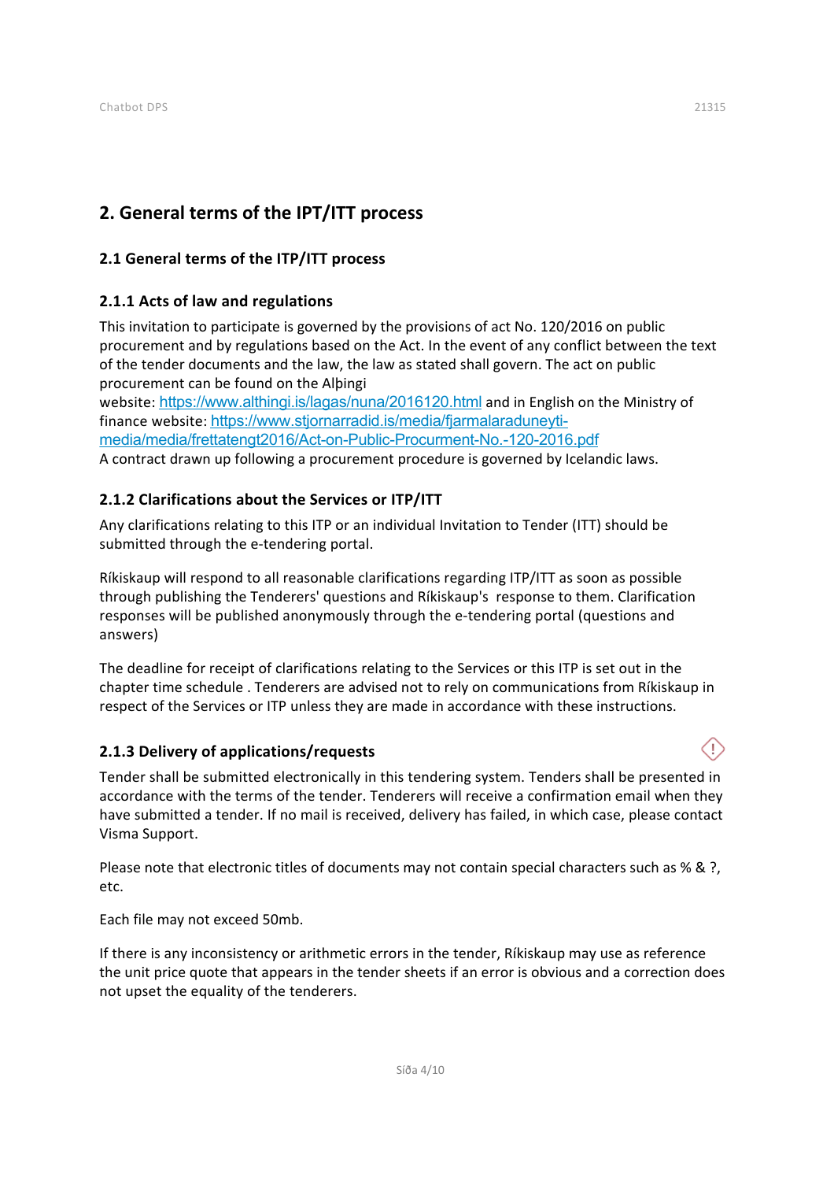## 2. General terms of the IPT/ITT process

### 2.1 General terms of the ITP/ITT process

#### 2.1.1 Acts of law and regulations

This invitation to participate is governed by the provisions of act No. 120/2016 on public procurement and by regulations based on the Act. In the event of any conflict between the text of the tender documents and the law, the law as stated shall govern. The act on public procurement can be found on the Alþingi website: https://www.althingi.is/lagas/nuna/2016120.html and in English on the Ministry of finance website: https://www.stjornarradid.is/media/fjarmalaraduneyti-media/media/frettatengt2016/Act-on-Public-Procurment-No.-120-2016.pdf
A contract drawn up following a procurement procedure is governed by Icelandic laws.

#### 2.1.2 Clarifications about the Services or ITP/ITT

Any clarifications relating to this ITP or an individual Invitation to Tender (ITT) should be submitted through the e-tendering portal.

Ríkiskaup will respond to all reasonable clarifications regarding ITP/ITT as soon as possible through publishing the Tenderers' questions and Ríkiskaup's response to them. Clarification responses will be published anonymously through the e-tendering portal (questions and answers)

The deadline for receipt of clarifications relating to the Services or this ITP is set out in the chapter time schedule . Tenderers are advised not to rely on communications from Ríkiskaup in respect of the Services or ITP unless they are made in accordance with these instructions.

#### 2.1.3 Delivery of applications/requests

Tender shall be submitted electronically in this tendering system. Tenders shall be presented in accordance with the terms of the tender. Tenderers will receive a confirmation email when they have submitted a tender. If no mail is received, delivery has failed, in which case, please contact Visma Support.

Please note that electronic titles of documents may not contain special characters such as % & ?, etc.

Each file may not exceed 50mb.

If there is any inconsistency or arithmetic errors in the tender, Ríkiskaup may use as reference the unit price quote that appears in the tender sheets if an error is obvious and a correction does not upset the equality of the tenderers.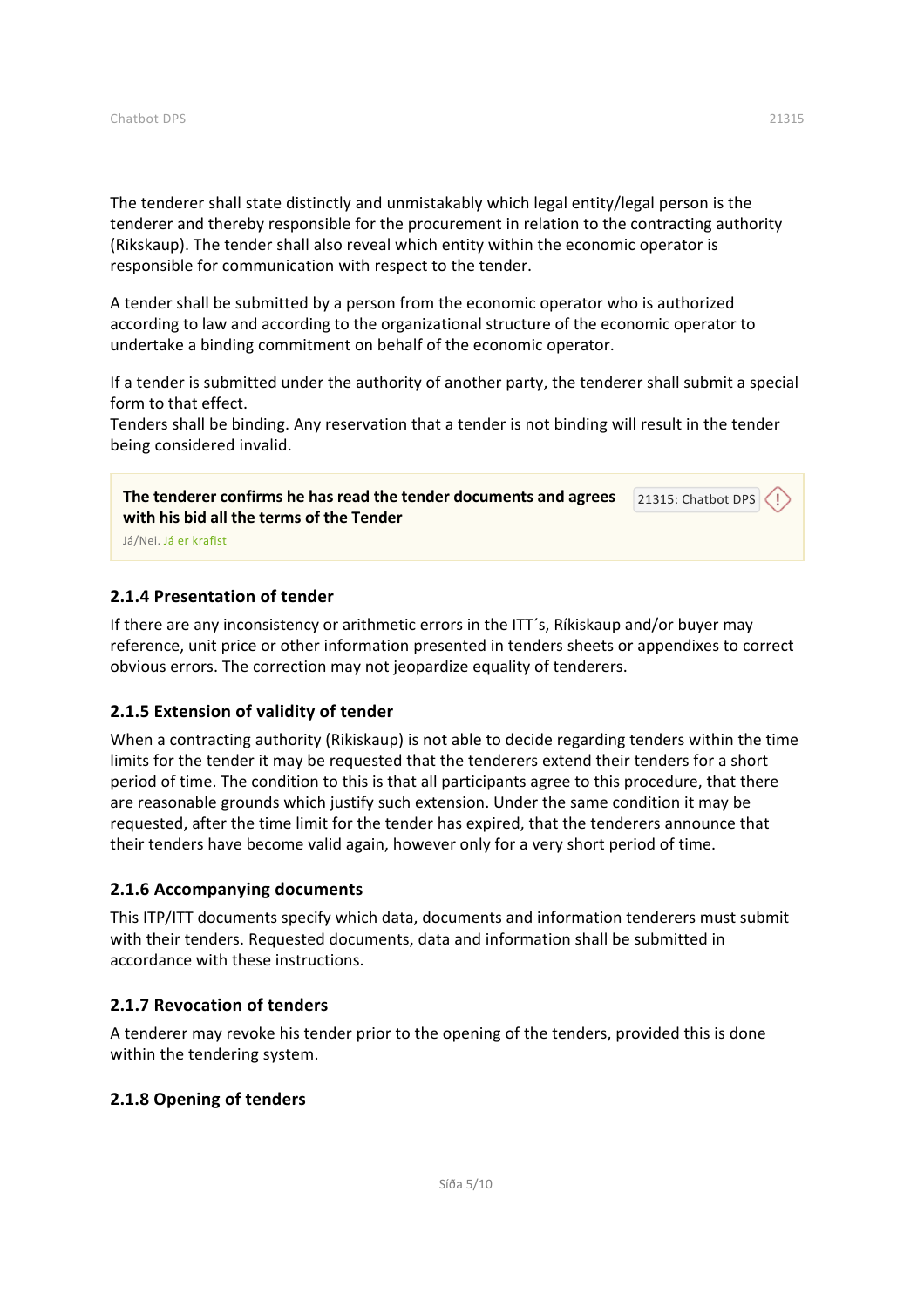The tenderer shall state distinctly and unmistakably which legal entity/legal person is the tenderer and thereby responsible for the procurement in relation to the contracting authority (Rikskaup). The tender shall also reveal which entity within the economic operator is responsible for communication with respect to the tender.

A tender shall be submitted by a person from the economic operator who is authorized according to law and according to the organizational structure of the economic operator to undertake a binding commitment on behalf of the economic operator.

If a tender is submitted under the authority of another party, the tenderer shall submit a special form to that effect.
Tenders shall be binding. Any reservation that a tender is not binding will result in the tender being considered invalid.

**The tenderer confirms he has read the tender documents and agrees with his bid all the terms of the Tender** 21315: Chatbot DPS
Já/Nei. Já er krafist

### 2.1.4 Presentation of tender

If there are any inconsistency or arithmetic errors in the ITT´s, Ríkiskaup and/or buyer may reference, unit price or other information presented in tenders sheets or appendixes to correct obvious errors. The correction may not jeopardize equality of tenderers.

### 2.1.5 Extension of validity of tender

When a contracting authority (Rikiskaup) is not able to decide regarding tenders within the time limits for the tender it may be requested that the tenderers extend their tenders for a short period of time. The condition to this is that all participants agree to this procedure, that there are reasonable grounds which justify such extension. Under the same condition it may be requested, after the time limit for the tender has expired, that the tenderers announce that their tenders have become valid again, however only for a very short period of time.

### 2.1.6 Accompanying documents

This ITP/ITT documents specify which data, documents and information tenderers must submit with their tenders. Requested documents, data and information shall be submitted in accordance with these instructions.

### 2.1.7 Revocation of tenders

A tenderer may revoke his tender prior to the opening of the tenders, provided this is done within the tendering system.

### 2.1.8 Opening of tenders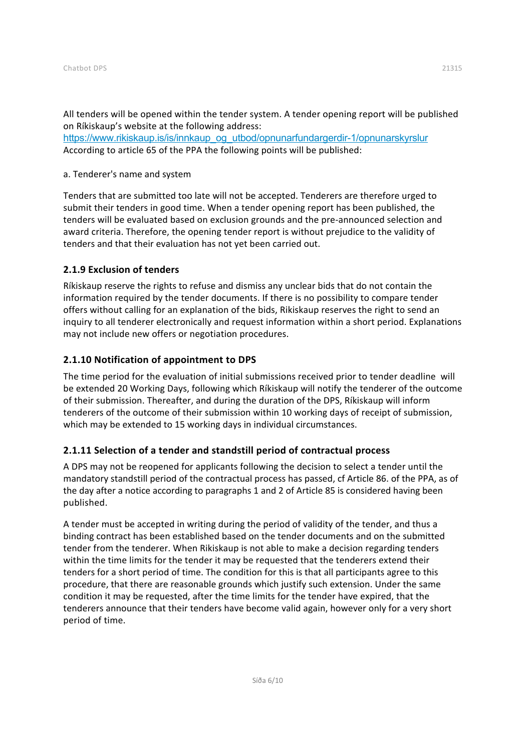All tenders will be opened within the tender system. A tender opening report will be published on Ríkiskaup's website at the following address:
https://www.rikiskaup.is/is/innkaup_og_utbod/opnunarfundargerdir-1/opnunarskyrslur
According to article 65 of the PPA the following points will be published:

a. Tenderer's name and system

Tenders that are submitted too late will not be accepted. Tenderers are therefore urged to submit their tenders in good time. When a tender opening report has been published, the tenders will be evaluated based on exclusion grounds and the pre-announced selection and award criteria. Therefore, the opening tender report is without prejudice to the validity of tenders and that their evaluation has not yet been carried out.

### 2.1.9 Exclusion of tenders

Ríkiskaup reserve the rights to refuse and dismiss any unclear bids that do not contain the information required by the tender documents. If there is no possibility to compare tender offers without calling for an explanation of the bids, Rikiskaup reserves the right to send an inquiry to all tenderer electronically and request information within a short period. Explanations may not include new offers or negotiation procedures.

### 2.1.10 Notification of appointment to DPS

The time period for the evaluation of initial submissions received prior to tender deadline will be extended 20 Working Days, following which Ríkiskaup will notify the tenderer of the outcome of their submission. Thereafter, and during the duration of the DPS, Ríkiskaup will inform tenderers of the outcome of their submission within 10 working days of receipt of submission, which may be extended to 15 working days in individual circumstances.

### 2.1.11 Selection of a tender and standstill period of contractual process

A DPS may not be reopened for applicants following the decision to select a tender until the mandatory standstill period of the contractual process has passed, cf Article 86. of the PPA, as of the day after a notice according to paragraphs 1 and 2 of Article 85 is considered having been published.

A tender must be accepted in writing during the period of validity of the tender, and thus a binding contract has been established based on the tender documents and on the submitted tender from the tenderer. When Rikiskaup is not able to make a decision regarding tenders within the time limits for the tender it may be requested that the tenderers extend their tenders for a short period of time. The condition for this is that all participants agree to this procedure, that there are reasonable grounds which justify such extension. Under the same condition it may be requested, after the time limits for the tender have expired, that the tenderers announce that their tenders have become valid again, however only for a very short period of time.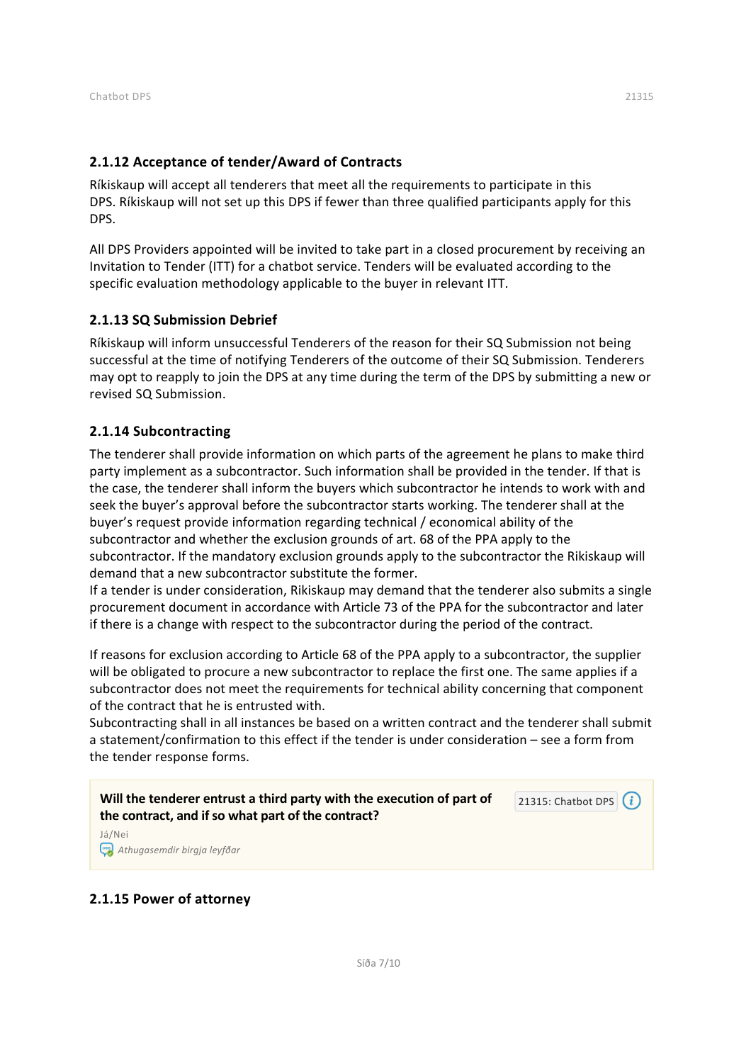### 2.1.12 Acceptance of tender/Award of Contracts

Ríkiskaup will accept all tenderers that meet all the requirements to participate in this DPS. Ríkiskaup will not set up this DPS if fewer than three qualified participants apply for this DPS.

All DPS Providers appointed will be invited to take part in a closed procurement by receiving an Invitation to Tender (ITT) for a chatbot service. Tenders will be evaluated according to the specific evaluation methodology applicable to the buyer in relevant ITT.

### 2.1.13 SQ Submission Debrief

Ríkiskaup will inform unsuccessful Tenderers of the reason for their SQ Submission not being successful at the time of notifying Tenderers of the outcome of their SQ Submission. Tenderers may opt to reapply to join the DPS at any time during the term of the DPS by submitting a new or revised SQ Submission.

### 2.1.14 Subcontracting

The tenderer shall provide information on which parts of the agreement he plans to make third party implement as a subcontractor. Such information shall be provided in the tender. If that is the case, the tenderer shall inform the buyers which subcontractor he intends to work with and seek the buyer's approval before the subcontractor starts working. The tenderer shall at the buyer's request provide information regarding technical / economical ability of the subcontractor and whether the exclusion grounds of art. 68 of the PPA apply to the subcontractor. If the mandatory exclusion grounds apply to the subcontractor the Rikiskaup will demand that a new subcontractor substitute the former.
If a tender is under consideration, Rikiskaup may demand that the tenderer also submits a single procurement document in accordance with Article 73 of the PPA for the subcontractor and later if there is a change with respect to the subcontractor during the period of the contract.

If reasons for exclusion according to Article 68 of the PPA apply to a subcontractor, the supplier will be obligated to procure a new subcontractor to replace the first one. The same applies if a subcontractor does not meet the requirements for technical ability concerning that component of the contract that he is entrusted with.
Subcontracting shall in all instances be based on a written contract and the tenderer shall submit a statement/confirmation to this effect if the tender is under consideration – see a form from the tender response forms.

**Will the tenderer entrust a third party with the execution of part of the contract, and if so what part of the contract?** 21315: Chatbot DPS

Já/Nei

*Athugasemdir birgja leyfðar*

### 2.1.15 Power of attorney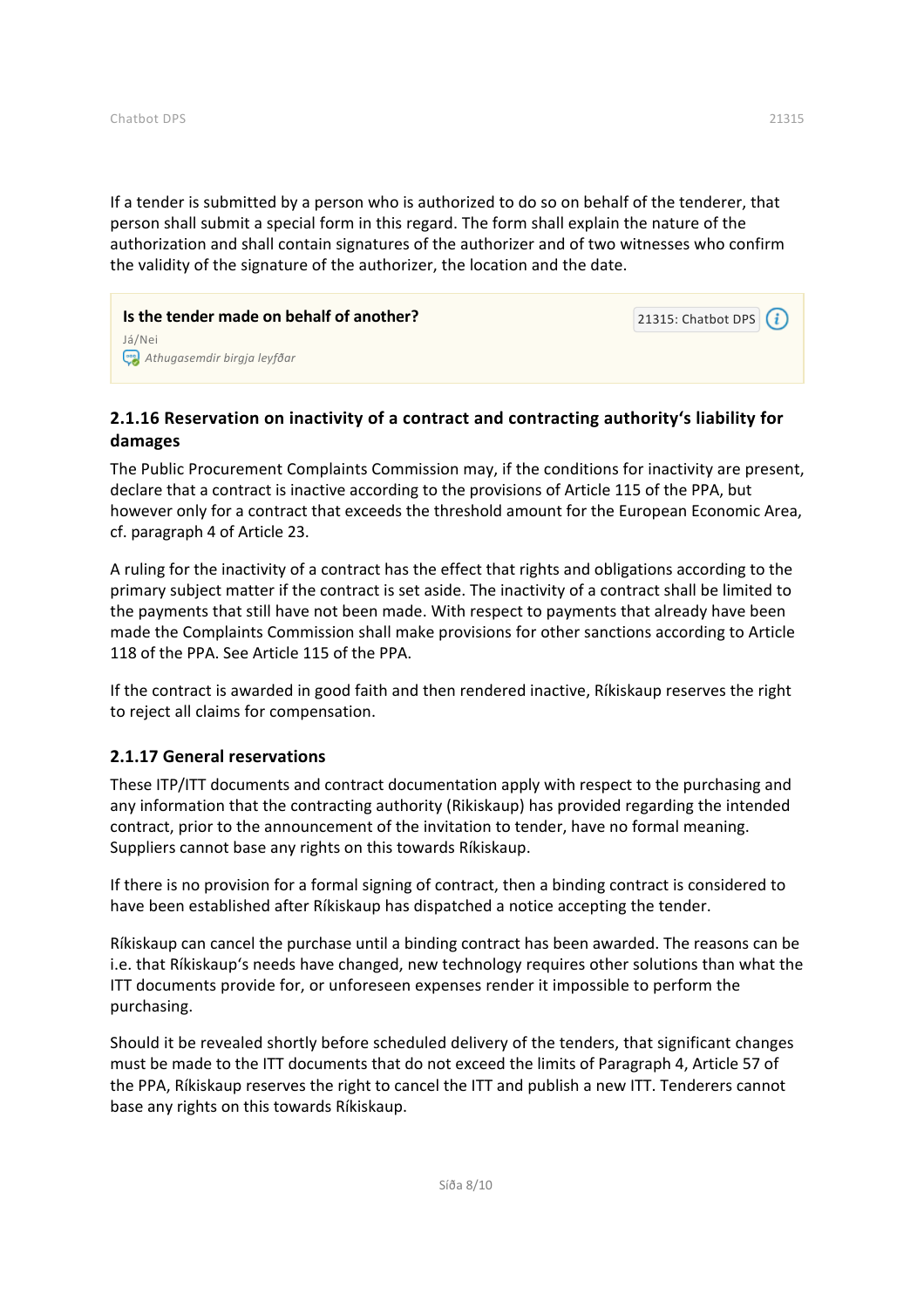If a tender is submitted by a person who is authorized to do so on behalf of the tenderer, that person shall submit a special form in this regard. The form shall explain the nature of the authorization and shall contain signatures of the authorizer and of two witnesses who confirm the validity of the signature of the authorizer, the location and the date.

> **Is the tender made on behalf of another?** 21315: Chatbot DPS
> Já/Nei
> *Athugasemdir birgja leyfðar*

### 2.1.16 Reservation on inactivity of a contract and contracting authority's liability for damages

The Public Procurement Complaints Commission may, if the conditions for inactivity are present, declare that a contract is inactive according to the provisions of Article 115 of the PPA, but however only for a contract that exceeds the threshold amount for the European Economic Area, cf. paragraph 4 of Article 23.

A ruling for the inactivity of a contract has the effect that rights and obligations according to the primary subject matter if the contract is set aside. The inactivity of a contract shall be limited to the payments that still have not been made. With respect to payments that already have been made the Complaints Commission shall make provisions for other sanctions according to Article 118 of the PPA. See Article 115 of the PPA.

If the contract is awarded in good faith and then rendered inactive, Ríkiskaup reserves the right to reject all claims for compensation.

### 2.1.17 General reservations

These ITP/ITT documents and contract documentation apply with respect to the purchasing and any information that the contracting authority (Rikiskaup) has provided regarding the intended contract, prior to the announcement of the invitation to tender, have no formal meaning. Suppliers cannot base any rights on this towards Ríkiskaup.

If there is no provision for a formal signing of contract, then a binding contract is considered to have been established after Ríkiskaup has dispatched a notice accepting the tender.

Ríkiskaup can cancel the purchase until a binding contract has been awarded. The reasons can be i.e. that Ríkiskaup's needs have changed, new technology requires other solutions than what the ITT documents provide for, or unforeseen expenses render it impossible to perform the purchasing.

Should it be revealed shortly before scheduled delivery of the tenders, that significant changes must be made to the ITT documents that do not exceed the limits of Paragraph 4, Article 57 of the PPA, Ríkiskaup reserves the right to cancel the ITT and publish a new ITT. Tenderers cannot base any rights on this towards Ríkiskaup.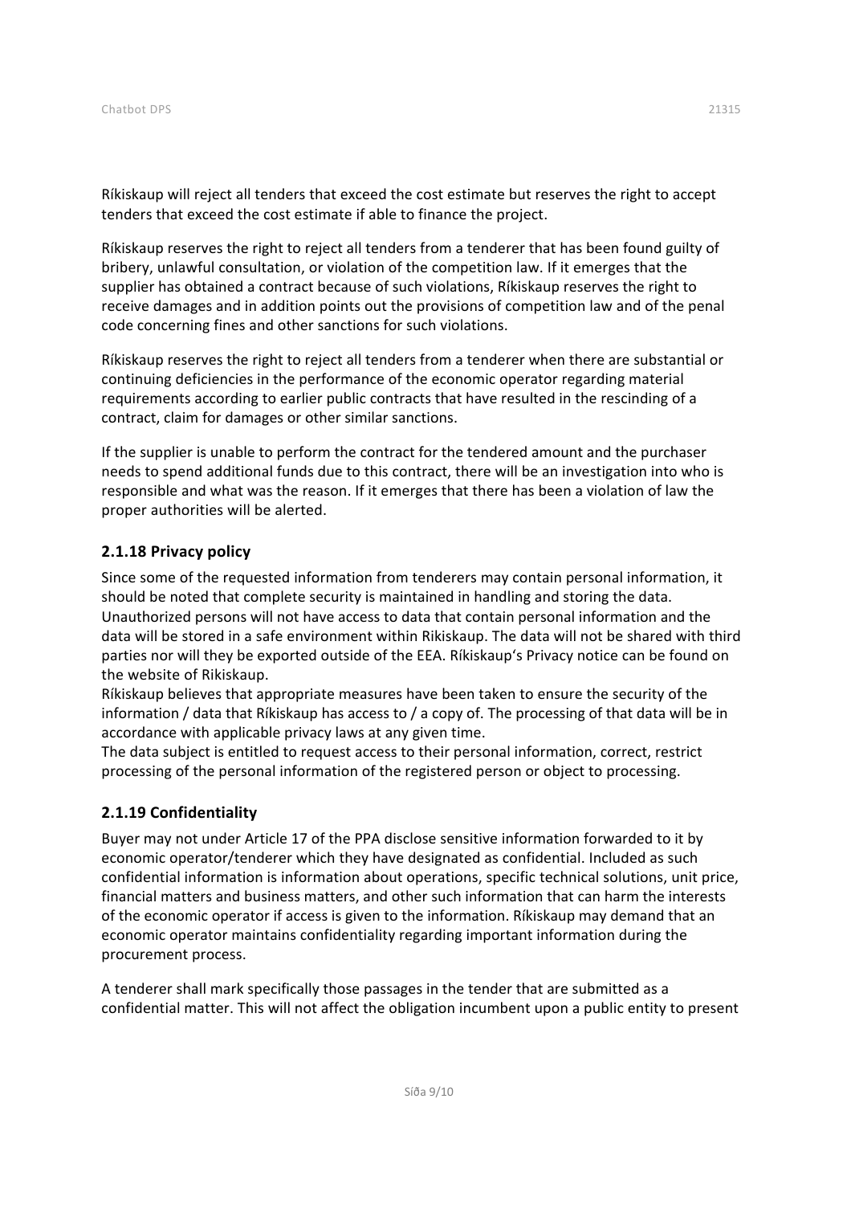Ríkiskaup will reject all tenders that exceed the cost estimate but reserves the right to accept tenders that exceed the cost estimate if able to finance the project.

Ríkiskaup reserves the right to reject all tenders from a tenderer that has been found guilty of bribery, unlawful consultation, or violation of the competition law. If it emerges that the supplier has obtained a contract because of such violations, Ríkiskaup reserves the right to receive damages and in addition points out the provisions of competition law and of the penal code concerning fines and other sanctions for such violations.

Ríkiskaup reserves the right to reject all tenders from a tenderer when there are substantial or continuing deficiencies in the performance of the economic operator regarding material requirements according to earlier public contracts that have resulted in the rescinding of a contract, claim for damages or other similar sanctions.

If the supplier is unable to perform the contract for the tendered amount and the purchaser needs to spend additional funds due to this contract, there will be an investigation into who is responsible and what was the reason. If it emerges that there has been a violation of law the proper authorities will be alerted.

### 2.1.18 Privacy policy

Since some of the requested information from tenderers may contain personal information, it should be noted that complete security is maintained in handling and storing the data. Unauthorized persons will not have access to data that contain personal information and the data will be stored in a safe environment within Rikiskaup. The data will not be shared with third parties nor will they be exported outside of the EEA. Ríkiskaup's Privacy notice can be found on the website of Rikiskaup.
Ríkiskaup believes that appropriate measures have been taken to ensure the security of the information / data that Ríkiskaup has access to / a copy of. The processing of that data will be in accordance with applicable privacy laws at any given time.
The data subject is entitled to request access to their personal information, correct, restrict processing of the personal information of the registered person or object to processing.

### 2.1.19 Confidentiality

Buyer may not under Article 17 of the PPA disclose sensitive information forwarded to it by economic operator/tenderer which they have designated as confidential. Included as such confidential information is information about operations, specific technical solutions, unit price, financial matters and business matters, and other such information that can harm the interests of the economic operator if access is given to the information. Ríkiskaup may demand that an economic operator maintains confidentiality regarding important information during the procurement process.

A tenderer shall mark specifically those passages in the tender that are submitted as a confidential matter. This will not affect the obligation incumbent upon a public entity to present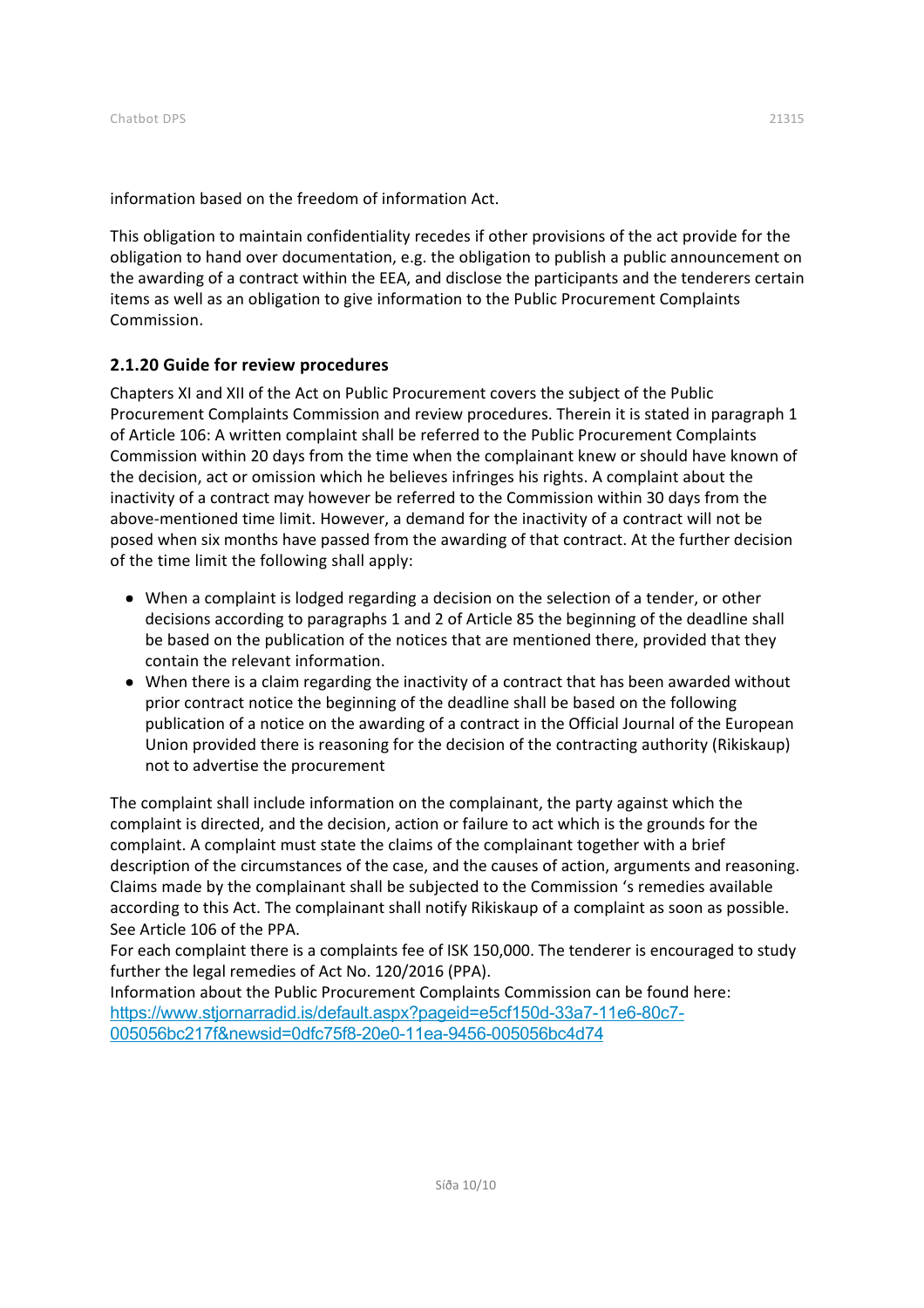information based on the freedom of information Act.

This obligation to maintain confidentiality recedes if other provisions of the act provide for the obligation to hand over documentation, e.g. the obligation to publish a public announcement on the awarding of a contract within the EEA, and disclose the participants and the tenderers certain items as well as an obligation to give information to the Public Procurement Complaints Commission.

### 2.1.20 Guide for review procedures

Chapters XI and XII of the Act on Public Procurement covers the subject of the Public Procurement Complaints Commission and review procedures. Therein it is stated in paragraph 1 of Article 106: A written complaint shall be referred to the Public Procurement Complaints Commission within 20 days from the time when the complainant knew or should have known of the decision, act or omission which he believes infringes his rights. A complaint about the inactivity of a contract may however be referred to the Commission within 30 days from the above-mentioned time limit. However, a demand for the inactivity of a contract will not be posed when six months have passed from the awarding of that contract. At the further decision of the time limit the following shall apply:

- When a complaint is lodged regarding a decision on the selection of a tender, or other decisions according to paragraphs 1 and 2 of Article 85 the beginning of the deadline shall be based on the publication of the notices that are mentioned there, provided that they contain the relevant information.
- When there is a claim regarding the inactivity of a contract that has been awarded without prior contract notice the beginning of the deadline shall be based on the following publication of a notice on the awarding of a contract in the Official Journal of the European Union provided there is reasoning for the decision of the contracting authority (Rikiskaup) not to advertise the procurement

The complaint shall include information on the complainant, the party against which the complaint is directed, and the decision, action or failure to act which is the grounds for the complaint. A complaint must state the claims of the complainant together with a brief description of the circumstances of the case, and the causes of action, arguments and reasoning. Claims made by the complainant shall be subjected to the Commission 's remedies available according to this Act. The complainant shall notify Rikiskaup of a complaint as soon as possible. See Article 106 of the PPA.
For each complaint there is a complaints fee of ISK 150,000. The tenderer is encouraged to study further the legal remedies of Act No. 120/2016 (PPA).
Information about the Public Procurement Complaints Commission can be found here:
https://www.stjornarradid.is/default.aspx?pageid=e5cf150d-33a7-11e6-80c7-005056bc217f&newsid=0dfc75f8-20e0-11ea-9456-005056bc4d74